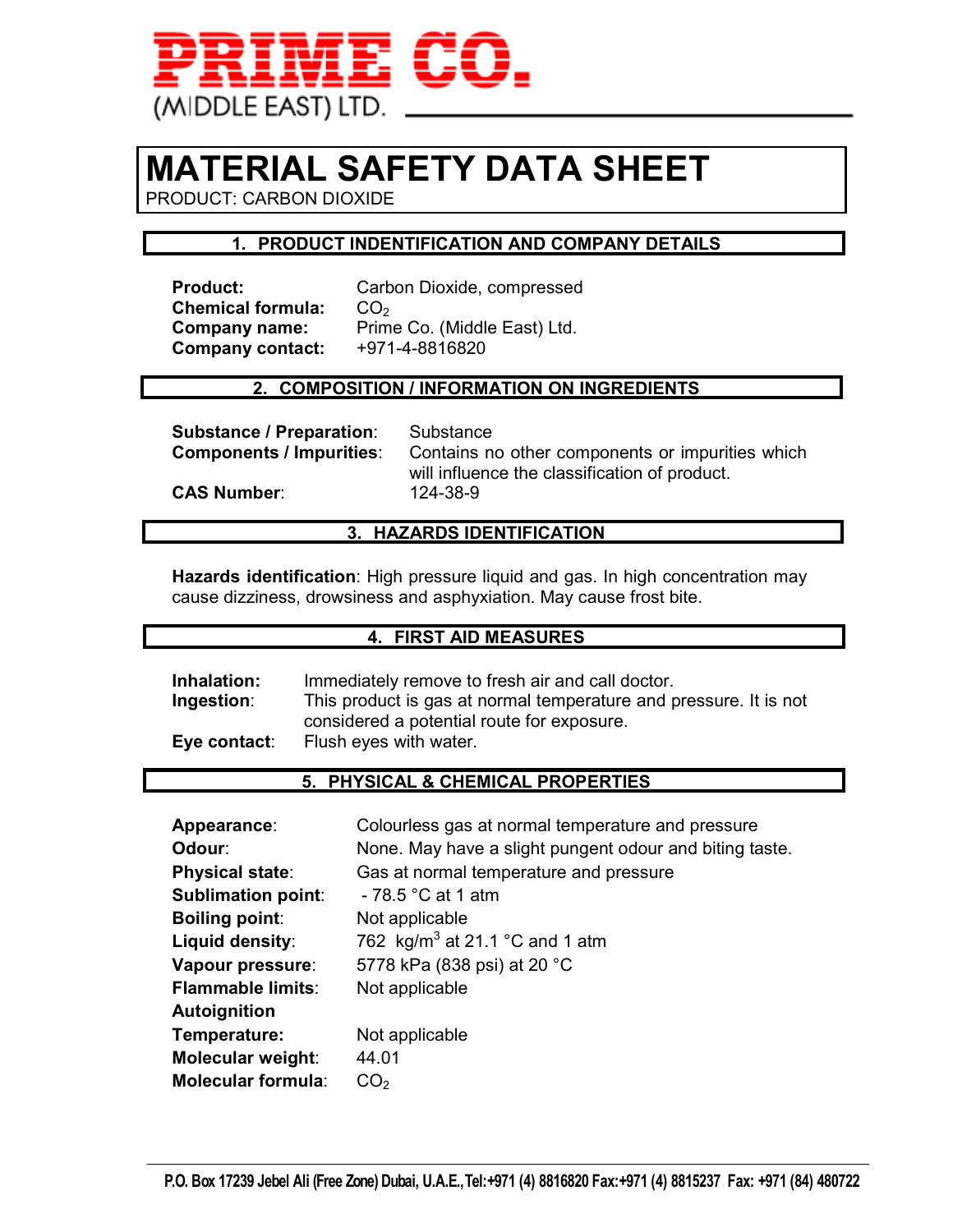PRIME CO.
(MIDDLE EAST) LTD.

# MATERIAL SAFETY DATA SHEET

PRODUCT: CARBON DIOXIDE

## 1. PRODUCT INDENTIFICATION AND COMPANY DETAILS

**Product:** Carbon Dioxide, compressed
**Chemical formula:** $CO_2$
**Company name:** Prime Co. (Middle East) Ltd.
**Company contact:** +971-4-8816820

## 2. COMPOSITION / INFORMATION ON INGREDIENTS

**Substance / Preparation**: Substance
**Components / Impurities**: Contains no other components or impurities which will influence the classification of product.
**CAS Number**: 124-38-9

## 3. HAZARDS IDENTIFICATION

**Hazards identification**: High pressure liquid and gas. In high concentration may cause dizziness, drowsiness and asphyxiation. May cause frost bite.

## 4. FIRST AID MEASURES

**Inhalation:** Immediately remove to fresh air and call doctor.
**Ingestion**: This product is gas at normal temperature and pressure. It is not considered a potential route for exposure.
**Eye contact**: Flush eyes with water.

## 5. PHYSICAL & CHEMICAL PROPERTIES

**Appearance**: Colourless gas at normal temperature and pressure
**Odour**: None. May have a slight pungent odour and biting taste.
**Physical state**: Gas at normal temperature and pressure
**Sublimation point**: - 78.5 °C at 1 atm
**Boiling point**: Not applicable
**Liquid density**: 762 kg/$m^3$ at 21.1 °C and 1 atm
**Vapour pressure**: 5778 kPa (838 psi) at 20 °C
**Flammable limits**: Not applicable
**Autoignition Temperature:** Not applicable
**Molecular weight**: 44.01
**Molecular formula**: $CO_2$

P.O. Box 17239 Jebel Ali (Free Zone) Dubai, U.A.E., Tel:+971 (4) 8816820 Fax:+971 (4) 8815237 Fax: +971 (84) 480722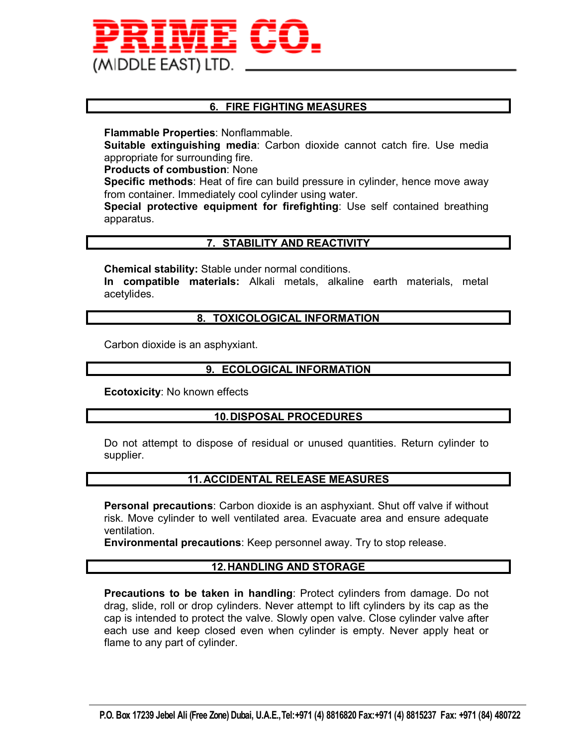## 6. FIRE FIGHTING MEASURES

**Flammable Properties**: Nonflammable.
**Suitable extinguishing media**: Carbon dioxide cannot catch fire. Use media appropriate for surrounding fire.
**Products of combustion**: None
**Specific methods**: Heat of fire can build pressure in cylinder, hence move away from container. Immediately cool cylinder using water.
**Special protective equipment for firefighting**: Use self contained breathing apparatus.

## 7. STABILITY AND REACTIVITY

**Chemical stability:** Stable under normal conditions.
**In compatible materials:** Alkali metals, alkaline earth materials, metal acetylides.

## 8. TOXICOLOGICAL INFORMATION

Carbon dioxide is an asphyxiant.

## 9. ECOLOGICAL INFORMATION

**Ecotoxicity**: No known effects

## 10. DISPOSAL PROCEDURES

Do not attempt to dispose of residual or unused quantities. Return cylinder to supplier.

## 11. ACCIDENTAL RELEASE MEASURES

**Personal precautions**: Carbon dioxide is an asphyxiant. Shut off valve if without risk. Move cylinder to well ventilated area. Evacuate area and ensure adequate ventilation.
**Environmental precautions**: Keep personnel away. Try to stop release.

## 12. HANDLING AND STORAGE

**Precautions to be taken in handling**: Protect cylinders from damage. Do not drag, slide, roll or drop cylinders. Never attempt to lift cylinders by its cap as the cap is intended to protect the valve. Slowly open valve. Close cylinder valve after each use and keep closed even when cylinder is empty. Never apply heat or flame to any part of cylinder.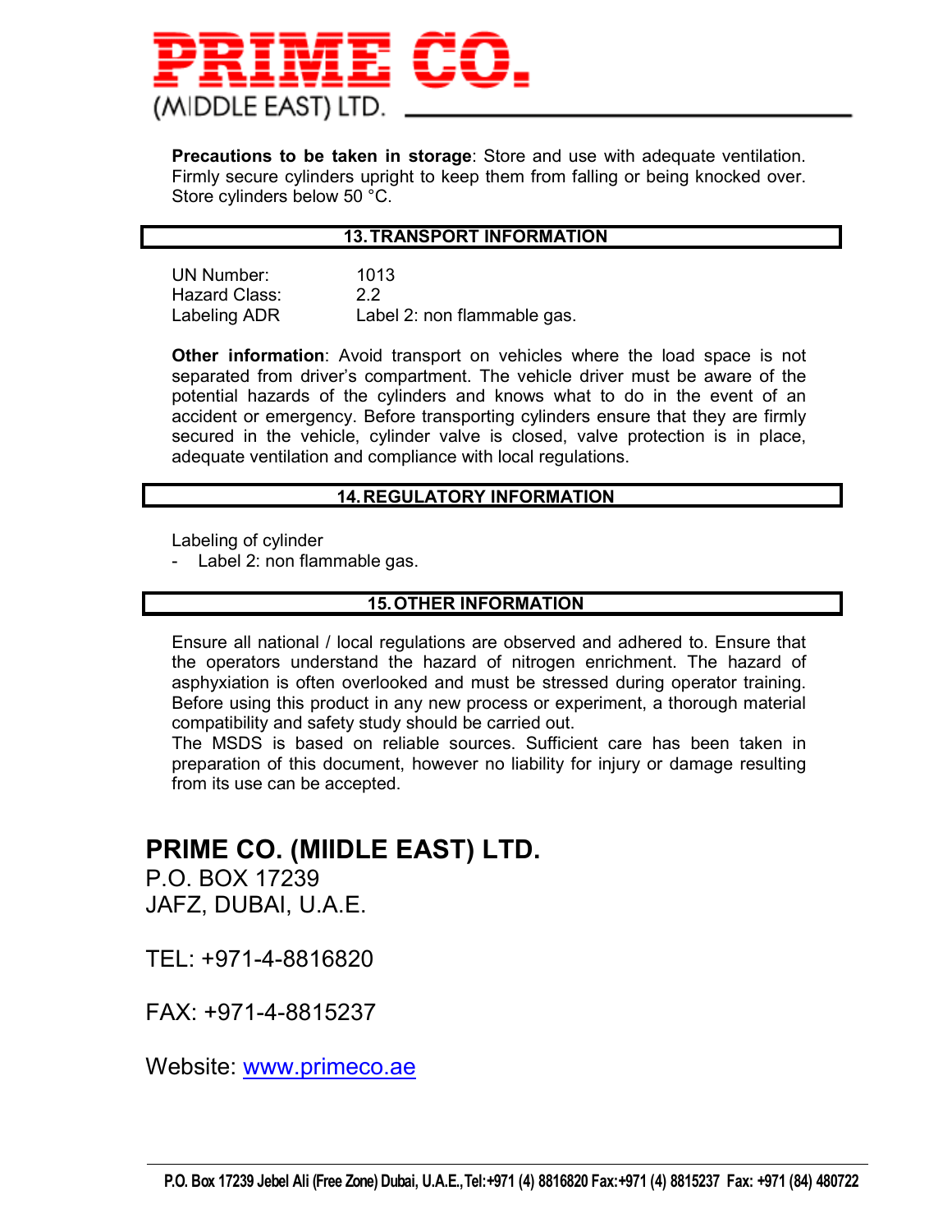**Precautions to be taken in storage**: Store and use with adequate ventilation. Firmly secure cylinders upright to keep them from falling or being knocked over. Store cylinders below 50 °C.

## 13. TRANSPORT INFORMATION

| | |
|---|---|
| UN Number: | 1013 |
| Hazard Class: | 2.2 |
| Labeling ADR | Label 2: non flammable gas. |

**Other information**: Avoid transport on vehicles where the load space is not separated from driver's compartment. The vehicle driver must be aware of the potential hazards of the cylinders and knows what to do in the event of an accident or emergency. Before transporting cylinders ensure that they are firmly secured in the vehicle, cylinder valve is closed, valve protection is in place, adequate ventilation and compliance with local regulations.

## 14. REGULATORY INFORMATION

Labeling of cylinder

- Label 2: non flammable gas.

## 15. OTHER INFORMATION

Ensure all national / local regulations are observed and adhered to. Ensure that the operators understand the hazard of nitrogen enrichment. The hazard of asphyxiation is often overlooked and must be stressed during operator training. Before using this product in any new process or experiment, a thorough material compatibility and safety study should be carried out.
The MSDS is based on reliable sources. Sufficient care has been taken in preparation of this document, however no liability for injury or damage resulting from its use can be accepted.

**PRIME CO. (MIIDLE EAST) LTD.**
P.O. BOX 17239
JAFZ, DUBAI, U.A.E.

TEL: +971-4-8816820

FAX: +971-4-8815237

Website: www.primeco.ae